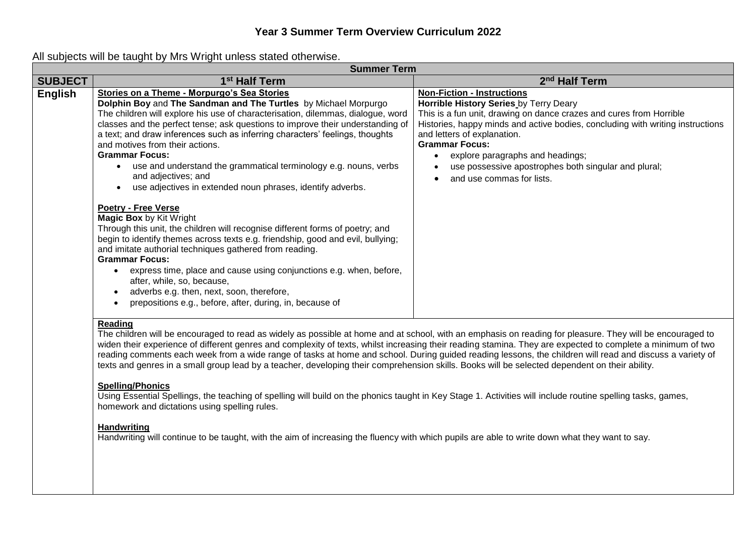# Year 3 Summer Term Overview Curriculum 2022

All subjects will be taught by Mrs Wright unless stated otherwise.

| Summer Term | | |
|---|---|---|
| **SUBJECT** | **1st Half Term** | **2nd Half Term** |
| **English** | **Stories on a Theme - Morpurgo's Sea Stories**<br>**Dolphin Boy** and **The Sandman and The Turtles** by Michael Morpurgo<br>The children will explore his use of characterisation, dilemmas, dialogue, word classes and the perfect tense; ask questions to improve their understanding of a text; and draw inferences such as inferring characters' feelings, thoughts and motives from their actions.<br>**Grammar Focus:**<br>• use and understand the grammatical terminology e.g. nouns, verbs and adjectives; and<br>• use adjectives in extended noun phrases, identify adverbs.<br><br>**Poetry - Free Verse**<br>**Magic Box** by Kit Wright<br>Through this unit, the children will recognise different forms of poetry; and begin to identify themes across texts e.g. friendship, good and evil, bullying; and imitate authorial techniques gathered from reading.<br>**Grammar Focus:**<br>• express time, place and cause using conjunctions e.g. when, before, after, while, so, because,<br>• adverbs e.g. then, next, soon, therefore,<br>• prepositions e.g., before, after, during, in, because of | **Non-Fiction - Instructions**<br>**Horrible History Series** by Terry Deary<br>This is a fun unit, drawing on dance crazes and cures from Horrible Histories, happy minds and active bodies, concluding with writing instructions and letters of explanation.<br>**Grammar Focus:**<br>• explore paragraphs and headings;<br>• use possessive apostrophes both singular and plural;<br>• and use commas for lists. |
| | **Reading**<br>The children will be encouraged to read as widely as possible at home and at school, with an emphasis on reading for pleasure. They will be encouraged to widen their experience of different genres and complexity of texts, whilst increasing their reading stamina. They are expected to complete a minimum of two reading comments each week from a wide range of tasks at home and school. During guided reading lessons, the children will read and discuss a variety of texts and genres in a small group lead by a teacher, developing their comprehension skills. Books will be selected dependent on their ability.<br><br>**Spelling/Phonics**<br>Using Essential Spellings, the teaching of spelling will build on the phonics taught in Key Stage 1. Activities will include routine spelling tasks, games, homework and dictations using spelling rules.<br><br>**Handwriting**<br>Handwriting will continue to be taught, with the aim of increasing the fluency with which pupils are able to write down what they want to say. | |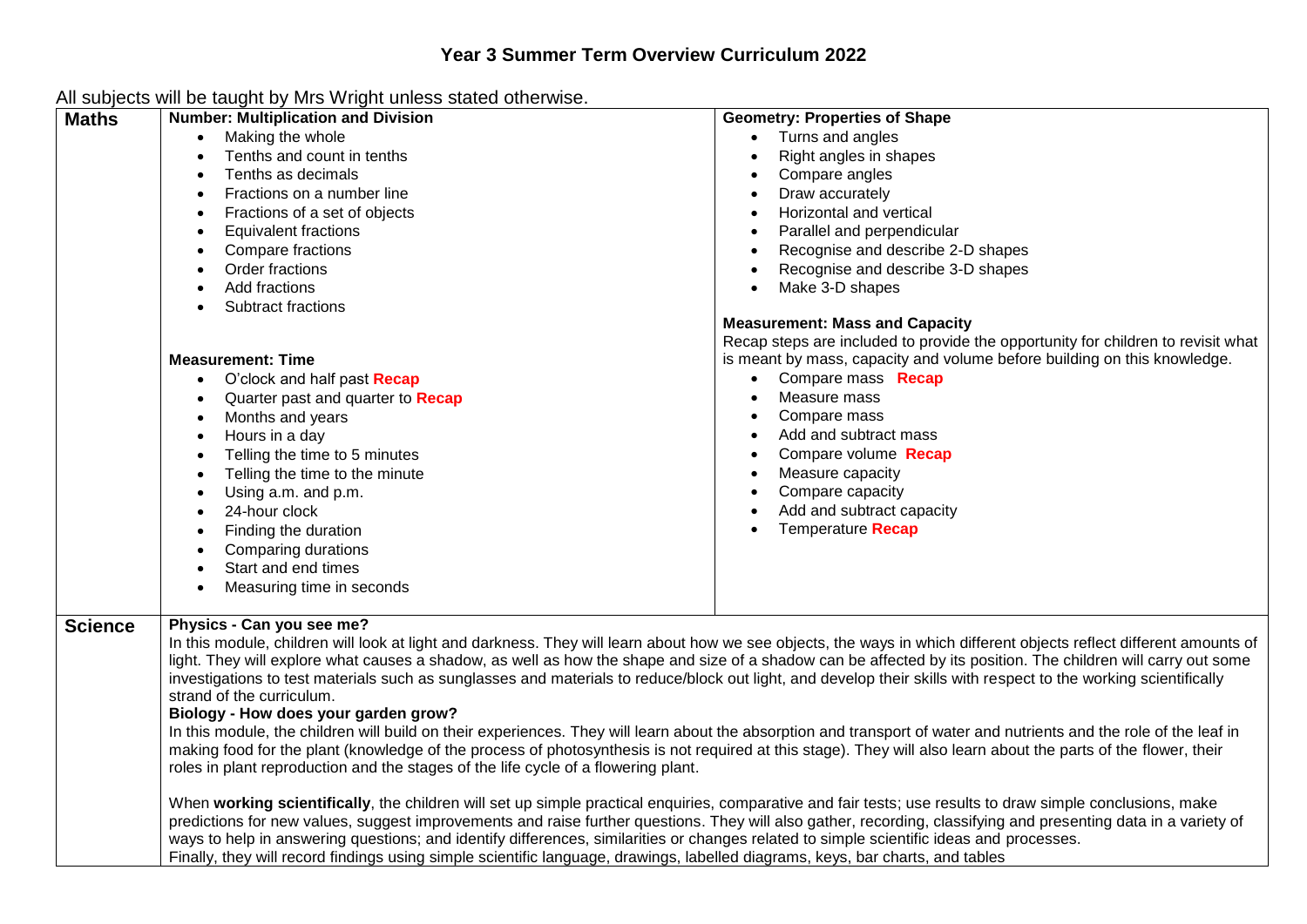# Year 3 Summer Term Overview Curriculum 2022

All subjects will be taught by Mrs Wright unless stated otherwise.

| | | |
|---|---|---|
| **Maths** | **Number: Multiplication and Division**<br>• Making the whole<br>• Tenths and count in tenths<br>• Tenths as decimals<br>• Fractions on a number line<br>• Fractions of a set of objects<br>• Equivalent fractions<br>• Compare fractions<br>• Order fractions<br>• Add fractions<br>• Subtract fractions<br><br>**Measurement: Time**<br>• O'clock and half past **Recap**<br>• Quarter past and quarter to **Recap**<br>• Months and years<br>• Hours in a day<br>• Telling the time to 5 minutes<br>• Telling the time to the minute<br>• Using a.m. and p.m.<br>• 24-hour clock<br>• Finding the duration<br>• Comparing durations<br>• Start and end times<br>• Measuring time in seconds | **Geometry: Properties of Shape**<br>• Turns and angles<br>• Right angles in shapes<br>• Compare angles<br>• Draw accurately<br>• Horizontal and vertical<br>• Parallel and perpendicular<br>• Recognise and describe 2-D shapes<br>• Recognise and describe 3-D shapes<br>• Make 3-D shapes<br><br>**Measurement: Mass and Capacity**<br>Recap steps are included to provide the opportunity for children to revisit what is meant by mass, capacity and volume before building on this knowledge.<br>• Compare mass **Recap**<br>• Measure mass<br>• Compare mass<br>• Add and subtract mass<br>• Compare volume **Recap**<br>• Measure capacity<br>• Compare capacity<br>• Add and subtract capacity<br>• Temperature **Recap** |
| **Science** | **Physics - Can you see me?**<br>In this module, children will look at light and darkness. They will learn about how we see objects, the ways in which different objects reflect different amounts of light. They will explore what causes a shadow, as well as how the shape and size of a shadow can be affected by its position. The children will carry out some investigations to test materials such as sunglasses and materials to reduce/block out light, and develop their skills with respect to the working scientifically strand of the curriculum.<br>**Biology - How does your garden grow?**<br>In this module, the children will build on their experiences. They will learn about the absorption and transport of water and nutrients and the role of the leaf in making food for the plant (knowledge of the process of photosynthesis is not required at this stage). They will also learn about the parts of the flower, their roles in plant reproduction and the stages of the life cycle of a flowering plant.<br><br>When **working scientifically**, the children will set up simple practical enquiries, comparative and fair tests; use results to draw simple conclusions, make predictions for new values, suggest improvements and raise further questions. They will also gather, recording, classifying and presenting data in a variety of ways to help in answering questions; and identify differences, similarities or changes related to simple scientific ideas and processes.<br>Finally, they will record findings using simple scientific language, drawings, labelled diagrams, keys, bar charts, and tables | |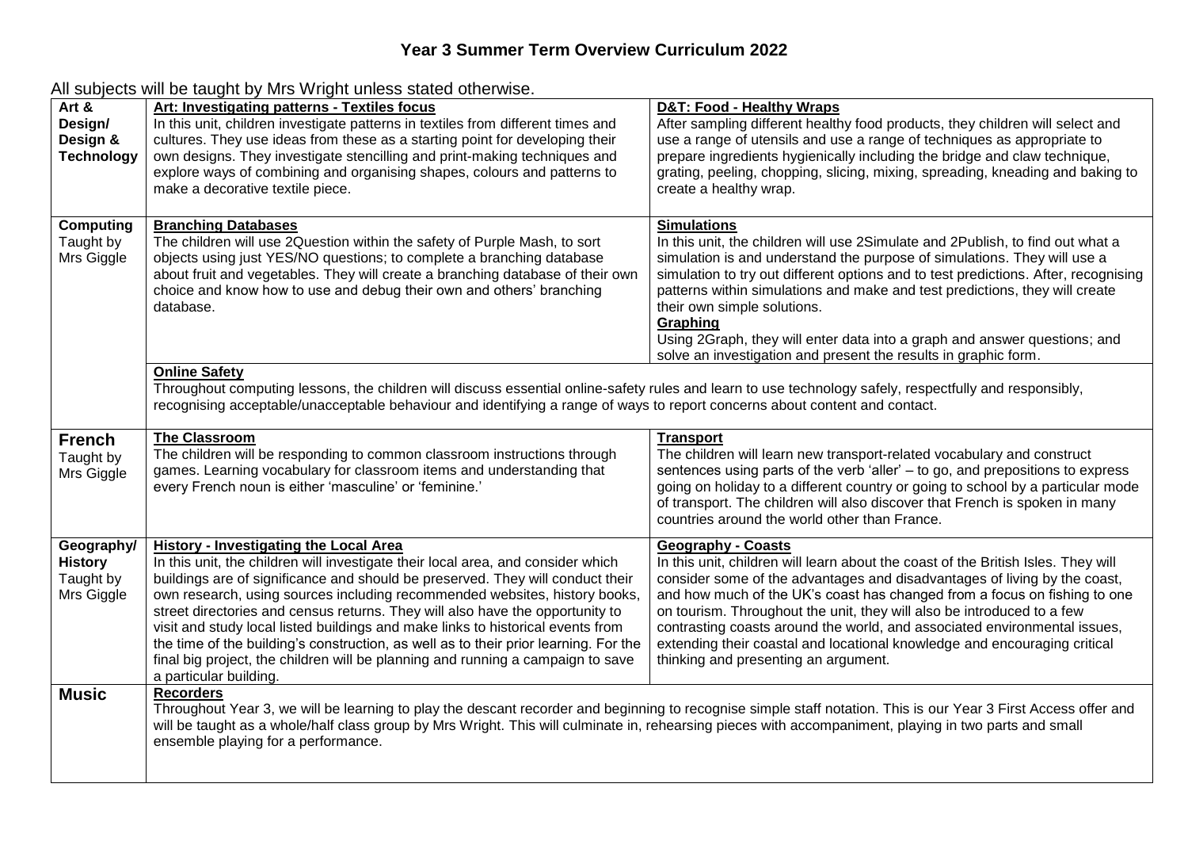# Year 3 Summer Term Overview Curriculum 2022

All subjects will be taught by Mrs Wright unless stated otherwise.

| | | |
|---|---|---|
| **Art & Design/ Design & Technology** | **Art: Investigating patterns - Textiles focus**<br>In this unit, children investigate patterns in textiles from different times and cultures. They use ideas from these as a starting point for developing their own designs. They investigate stencilling and print-making techniques and explore ways of combining and organising shapes, colours and patterns to make a decorative textile piece. | **D&T: Food - Healthy Wraps**<br>After sampling different healthy food products, they children will select and use a range of utensils and use a range of techniques as appropriate to prepare ingredients hygienically including the bridge and claw technique, grating, peeling, chopping, slicing, mixing, spreading, kneading and baking to create a healthy wrap. |
| **Computing** Taught by Mrs Giggle | **Branching Databases**<br>The children will use 2Question within the safety of Purple Mash, to sort objects using just YES/NO questions; to complete a branching database about fruit and vegetables. They will create a branching database of their own choice and know how to use and debug their own and others' branching database. | **Simulations**<br>In this unit, the children will use 2Simulate and 2Publish, to find out what a simulation is and understand the purpose of simulations. They will use a simulation to try out different options and to test predictions. After, recognising patterns within simulations and make and test predictions, they will create their own simple solutions.<br>**Graphing**<br>Using 2Graph, they will enter data into a graph and answer questions; and solve an investigation and present the results in graphic form. |
| | **Online Safety**<br>Throughout computing lessons, the children will discuss essential online-safety rules and learn to use technology safely, respectfully and responsibly, recognising acceptable/unacceptable behaviour and identifying a range of ways to report concerns about content and contact. | |
| **French** Taught by Mrs Giggle | **The Classroom**<br>The children will be responding to common classroom instructions through games. Learning vocabulary for classroom items and understanding that every French noun is either 'masculine' or 'feminine.' | **Transport**<br>The children will learn new transport-related vocabulary and construct sentences using parts of the verb 'aller' – to go, and prepositions to express going on holiday to a different country or going to school by a particular mode of transport. The children will also discover that French is spoken in many countries around the world other than France. |
| **Geography/ History** Taught by Mrs Giggle | **History - Investigating the Local Area**<br>In this unit, the children will investigate their local area, and consider which buildings are of significance and should be preserved. They will conduct their own research, using sources including recommended websites, history books, street directories and census returns. They will also have the opportunity to visit and study local listed buildings and make links to historical events from the time of the building's construction, as well as to their prior learning. For the final big project, the children will be planning and running a campaign to save a particular building. | **Geography - Coasts**<br>In this unit, children will learn about the coast of the British Isles. They will consider some of the advantages and disadvantages of living by the coast, and how much of the UK's coast has changed from a focus on fishing to one on tourism. Throughout the unit, they will also be introduced to a few contrasting coasts around the world, and associated environmental issues, extending their coastal and locational knowledge and encouraging critical thinking and presenting an argument. |
| **Music** | **Recorders**<br>Throughout Year 3, we will be learning to play the descant recorder and beginning to recognise simple staff notation. This is our Year 3 First Access offer and will be taught as a whole/half class group by Mrs Wright. This will culminate in, rehearsing pieces with accompaniment, playing in two parts and small ensemble playing for a performance. | |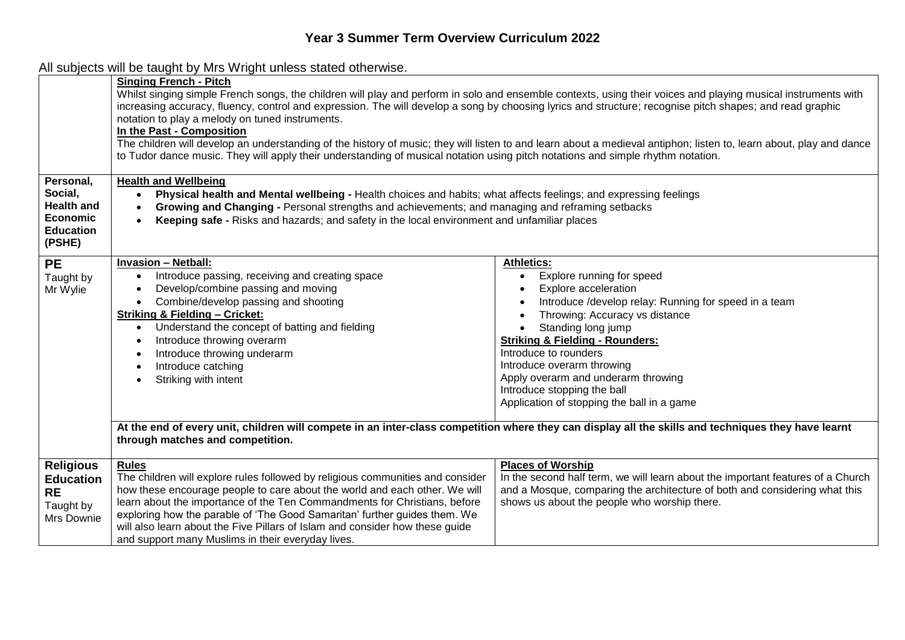## Year 3 Summer Term Overview Curriculum 2022

All subjects will be taught by Mrs Wright unless stated otherwise.

| | | |
|---|---|---|
| | **Singing French - Pitch**<br>Whilst singing simple French songs, the children will play and perform in solo and ensemble contexts, using their voices and playing musical instruments with increasing accuracy, fluency, control and expression. The will develop a song by choosing lyrics and structure; recognise pitch shapes; and read graphic notation to play a melody on tuned instruments.<br>**In the Past - Composition**<br>The children will develop an understanding of the history of music; they will listen to and learn about a medieval antiphon; listen to, learn about, play and dance to Tudor dance music. They will apply their understanding of musical notation using pitch notations and simple rhythm notation. | |
| **Personal, Social, Health and Economic Education (PSHE)** | **Health and Wellbeing**<br>• **Physical health and Mental wellbeing -** Health choices and habits; what affects feelings; and expressing feelings<br>• **Growing and Changing -** Personal strengths and achievements; and managing and reframing setbacks<br>• **Keeping safe -** Risks and hazards; and safety in the local environment and unfamiliar places | |
| **PE**<br>Taught by Mr Wylie | **Invasion – Netball:**<br>• Introduce passing, receiving and creating space<br>• Develop/combine passing and moving<br>• Combine/develop passing and shooting<br>**Striking & Fielding – Cricket:**<br>• Understand the concept of batting and fielding<br>• Introduce throwing overarm<br>• Introduce throwing underarm<br>• Introduce catching<br>• Striking with intent | **Athletics:**<br>• Explore running for speed<br>• Explore acceleration<br>• Introduce /develop relay: Running for speed in a team<br>• Throwing: Accuracy vs distance<br>• Standing long jump<br>**Striking & Fielding - Rounders:**<br>Introduce to rounders<br>Introduce overarm throwing<br>Apply overarm and underarm throwing<br>Introduce stopping the ball<br>Application of stopping the ball in a game |
| | **At the end of every unit, children will compete in an inter-class competition where they can display all the skills and techniques they have learnt through matches and competition.** | |
| **Religious Education RE**<br>Taught by Mrs Downie | **Rules**<br>The children will explore rules followed by religious communities and consider how these encourage people to care about the world and each other. We will learn about the importance of the Ten Commandments for Christians, before exploring how the parable of 'The Good Samaritan' further guides them. We will also learn about the Five Pillars of Islam and consider how these guide and support many Muslims in their everyday lives. | **Places of Worship**<br>In the second half term, we will learn about the important features of a Church and a Mosque, comparing the architecture of both and considering what this shows us about the people who worship there. |